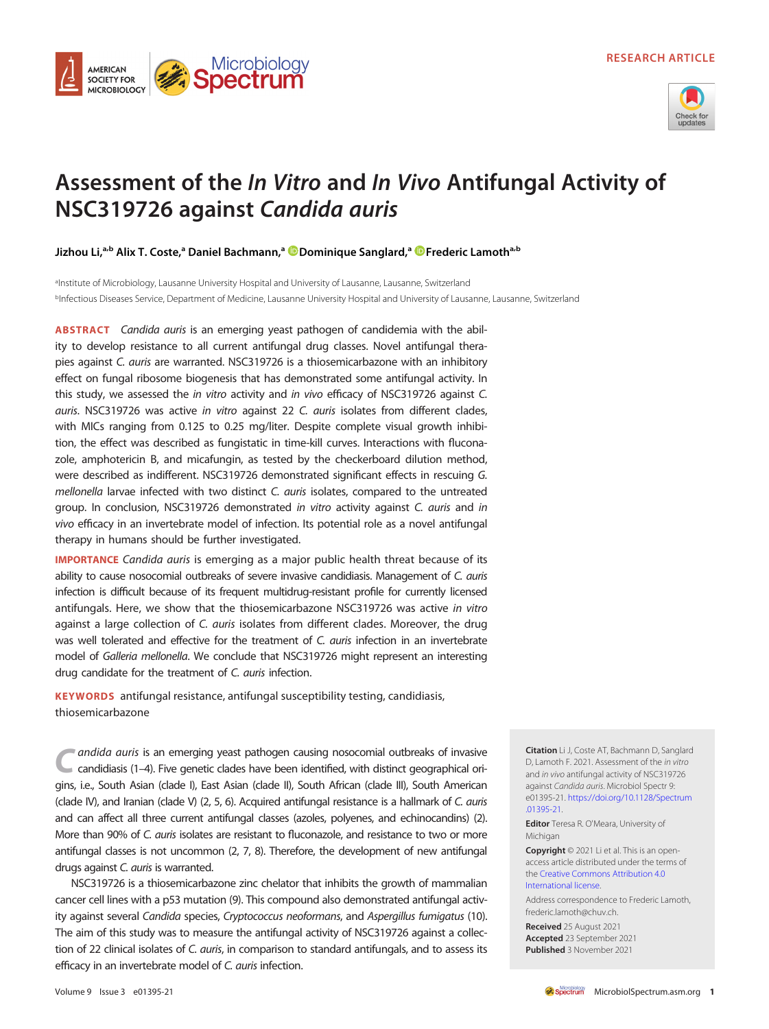RESEARCH ARTICLE

# Assessment of the *In Vitro* and *In Vivo* Antifungal Activity of NSC319726 against *Candida auris*

**Jizhou Li,[a,b] Alix T. Coste,[a] Daniel Bachmann,[a] Dominique Sanglard,[a] Frederic Lamoth[a,b]**

[a]Institute of Microbiology, Lausanne University Hospital and University of Lausanne, Lausanne, Switzerland

[b]Infectious Diseases Service, Department of Medicine, Lausanne University Hospital and University of Lausanne, Lausanne, Switzerland

**ABSTRACT** *Candida auris* is an emerging yeast pathogen of candidemia with the ability to develop resistance to all current antifungal drug classes. Novel antifungal therapies against *C. auris* are warranted. NSC319726 is a thiosemicarbazone with an inhibitory effect on fungal ribosome biogenesis that has demonstrated some antifungal activity. In this study, we assessed the *in vitro* activity and *in vivo* efficacy of NSC319726 against *C. auris*. NSC319726 was active *in vitro* against 22 *C. auris* isolates from different clades, with MICs ranging from 0.125 to 0.25 mg/liter. Despite complete visual growth inhibition, the effect was described as fungistatic in time-kill curves. Interactions with fluconazole, amphotericin B, and micafungin, as tested by the checkerboard dilution method, were described as indifferent. NSC319726 demonstrated significant effects in rescuing *G. mellonella* larvae infected with two distinct *C. auris* isolates, compared to the untreated group. In conclusion, NSC319726 demonstrated *in vitro* activity against *C. auris* and *in vivo* efficacy in an invertebrate model of infection. Its potential role as a novel antifungal therapy in humans should be further investigated.

**IMPORTANCE** *Candida auris* is emerging as a major public health threat because of its ability to cause nosocomial outbreaks of severe invasive candidiasis. Management of *C. auris* infection is difficult because of its frequent multidrug-resistant profile for currently licensed antifungals. Here, we show that the thiosemicarbazone NSC319726 was active *in vitro* against a large collection of *C. auris* isolates from different clades. Moreover, the drug was well tolerated and effective for the treatment of *C. auris* infection in an invertebrate model of *Galleria mellonella*. We conclude that NSC319726 might represent an interesting drug candidate for the treatment of *C. auris* infection.

**KEYWORDS** antifungal resistance, antifungal susceptibility testing, candidiasis, thiosemicarbazone

*Candida auris* is an emerging yeast pathogen causing nosocomial outbreaks of invasive candidiasis (1–4). Five genetic clades have been identified, with distinct geographical origins, i.e., South Asian (clade I), East Asian (clade II), South African (clade III), South American (clade IV), and Iranian (clade V) (2, 5, 6). Acquired antifungal resistance is a hallmark of *C. auris* and can affect all three current antifungal classes (azoles, polyenes, and echinocandins) (2). More than 90% of *C. auris* isolates are resistant to fluconazole, and resistance to two or more antifungal classes is not uncommon (2, 7, 8). Therefore, the development of new antifungal drugs against *C. auris* is warranted.

NSC319726 is a thiosemicarbazone zinc chelator that inhibits the growth of mammalian cancer cell lines with a p53 mutation (9). This compound also demonstrated antifungal activity against several *Candida* species, *Cryptococcus neoformans*, and *Aspergillus fumigatus* (10). The aim of this study was to measure the antifungal activity of NSC319726 against a collection of 22 clinical isolates of *C. auris*, in comparison to standard antifungals, and to assess its efficacy in an invertebrate model of *C. auris* infection.

**Citation** Li J, Coste AT, Bachmann D, Sanglard D, Lamoth F. 2021. Assessment of the *in vitro* and *in vivo* antifungal activity of NSC319726 against *Candida auris*. Microbiol Spectr 9: e01395-21. https://doi.org/10.1128/Spectrum.01395-21.

**Editor** Teresa R. O'Meara, University of Michigan

**Copyright** © 2021 Li et al. This is an open-access article distributed under the terms of the Creative Commons Attribution 4.0 International license.

Address correspondence to Frederic Lamoth, frederic.lamoth@chuv.ch.

**Received** 25 August 2021
**Accepted** 23 September 2021
**Published** 3 November 2021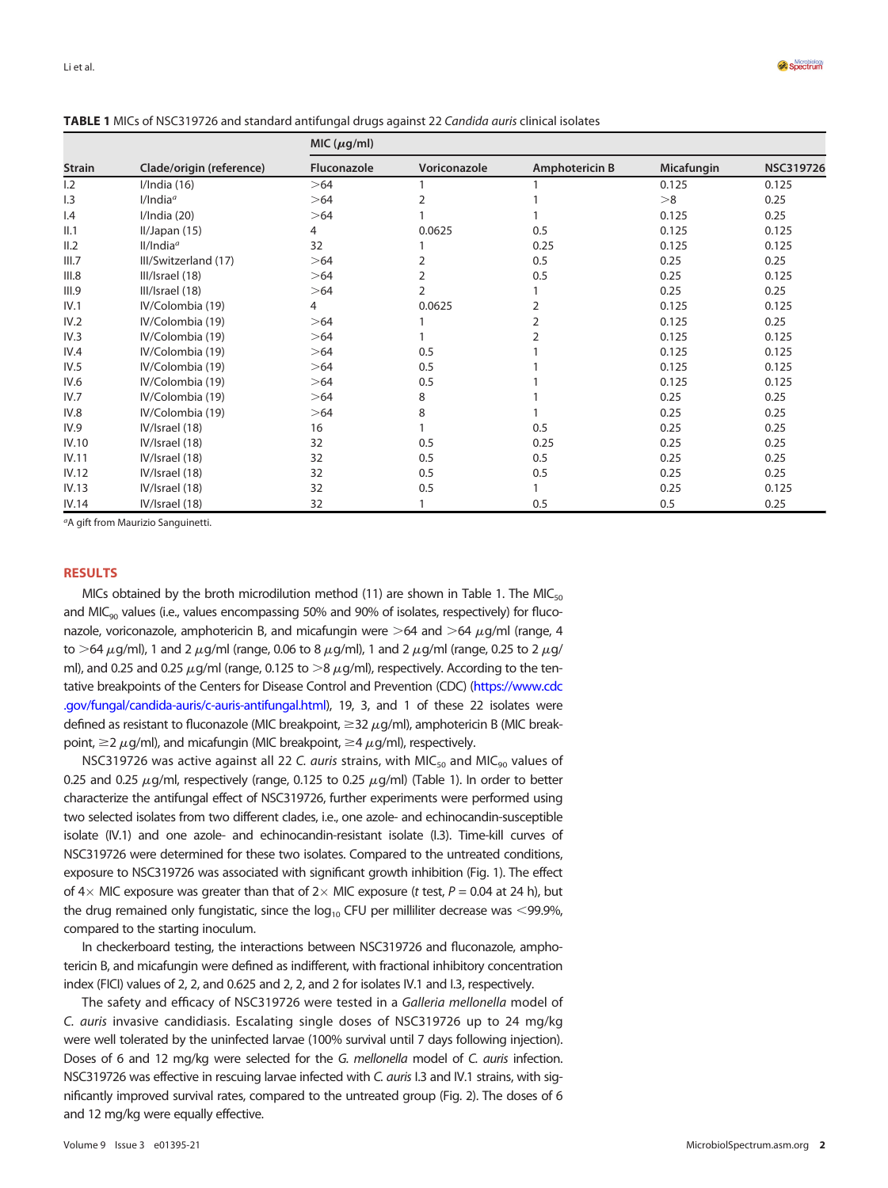**TABLE 1** MICs of NSC319726 and standard antifungal drugs against 22 *Candida auris* clinical isolates

| Strain | Clade/origin (reference) | MIC (μg/ml) | | | | |
|---|---|---|---|---|---|---|
| | | Fluconazole | Voriconazole | Amphotericin B | Micafungin | NSC319726 |
| I.2 | I/India (16) | >64 | 1 | 1 | 0.125 | 0.125 |
| I.3 | I/India[a] | >64 | 2 | 1 | >8 | 0.25 |
| I.4 | I/India (20) | >64 | 1 | 1 | 0.125 | 0.25 |
| II.1 | II/Japan (15) | 4 | 0.0625 | 0.5 | 0.125 | 0.125 |
| II.2 | II/India[a] | 32 | 1 | 0.25 | 0.125 | 0.125 |
| III.7 | III/Switzerland (17) | >64 | 2 | 0.5 | 0.25 | 0.25 |
| III.8 | III/Israel (18) | >64 | 2 | 0.5 | 0.25 | 0.125 |
| III.9 | III/Israel (18) | >64 | 2 | 1 | 0.25 | 0.25 |
| IV.1 | IV/Colombia (19) | 4 | 0.0625 | 2 | 0.125 | 0.125 |
| IV.2 | IV/Colombia (19) | >64 | 1 | 2 | 0.125 | 0.25 |
| IV.3 | IV/Colombia (19) | >64 | 1 | 2 | 0.125 | 0.125 |
| IV.4 | IV/Colombia (19) | >64 | 0.5 | 1 | 0.125 | 0.125 |
| IV.5 | IV/Colombia (19) | >64 | 0.5 | 1 | 0.125 | 0.125 |
| IV.6 | IV/Colombia (19) | >64 | 0.5 | 1 | 0.125 | 0.125 |
| IV.7 | IV/Colombia (19) | >64 | 8 | 1 | 0.25 | 0.25 |
| IV.8 | IV/Colombia (19) | >64 | 8 | 1 | 0.25 | 0.25 |
| IV.9 | IV/Israel (18) | 16 | 1 | 0.5 | 0.25 | 0.25 |
| IV.10 | IV/Israel (18) | 32 | 0.5 | 0.25 | 0.25 | 0.25 |
| IV.11 | IV/Israel (18) | 32 | 0.5 | 0.5 | 0.25 | 0.25 |
| IV.12 | IV/Israel (18) | 32 | 0.5 | 0.5 | 0.25 | 0.25 |
| IV.13 | IV/Israel (18) | 32 | 0.5 | 1 | 0.25 | 0.125 |
| IV.14 | IV/Israel (18) | 32 | 1 | 0.5 | 0.5 | 0.25 |

[a]A gift from Maurizio Sanguinetti.

## RESULTS

MICs obtained by the broth microdilution method (11) are shown in Table 1. The $MIC_{50}$ and $MIC_{90}$ values (i.e., values encompassing 50% and 90% of isolates, respectively) for fluconazole, voriconazole, amphotericin B, and micafungin were >64 and >64 μg/ml (range, 4 to >64 μg/ml), 1 and 2 μg/ml (range, 0.06 to 8 μg/ml), 1 and 2 μg/ml (range, 0.25 to 2 μg/ml), and 0.25 and 0.25 μg/ml (range, 0.125 to >8 μg/ml), respectively. According to the tentative breakpoints of the Centers for Disease Control and Prevention (CDC) (https://www.cdc.gov/fungal/candida-auris/c-auris-antifungal.html), 19, 3, and 1 of these 22 isolates were defined as resistant to fluconazole (MIC breakpoint, ≥32 μg/ml), amphotericin B (MIC breakpoint, ≥2 μg/ml), and micafungin (MIC breakpoint, ≥4 μg/ml), respectively.

NSC319726 was active against all 22 *C. auris* strains, with $MIC_{50}$ and $MIC_{90}$ values of 0.25 and 0.25 μg/ml, respectively (range, 0.125 to 0.25 μg/ml) (Table 1). In order to better characterize the antifungal effect of NSC319726, further experiments were performed using two selected isolates from two different clades, i.e., one azole- and echinocandin-susceptible isolate (IV.1) and one azole- and echinocandin-resistant isolate (I.3). Time-kill curves of NSC319726 were determined for these two isolates. Compared to the untreated conditions, exposure to NSC319726 was associated with significant growth inhibition (Fig. 1). The effect of 4× MIC exposure was greater than that of 2× MIC exposure (*t* test, $P = 0.04$ at 24 h), but the drug remained only fungistatic, since the $\log_{10}$ CFU per milliliter decrease was <99.9%, compared to the starting inoculum.

In checkerboard testing, the interactions between NSC319726 and fluconazole, amphotericin B, and micafungin were defined as indifferent, with fractional inhibitory concentration index (FICI) values of 2, 2, and 0.625 and 2, 2, and 2 for isolates IV.1 and I.3, respectively.

The safety and efficacy of NSC319726 were tested in a *Galleria mellonella* model of *C. auris* invasive candidiasis. Escalating single doses of NSC319726 up to 24 mg/kg were well tolerated by the uninfected larvae (100% survival until 7 days following injection). Doses of 6 and 12 mg/kg were selected for the *G. mellonella* model of *C. auris* infection. NSC319726 was effective in rescuing larvae infected with *C. auris* I.3 and IV.1 strains, with significantly improved survival rates, compared to the untreated group (Fig. 2). The doses of 6 and 12 mg/kg were equally effective.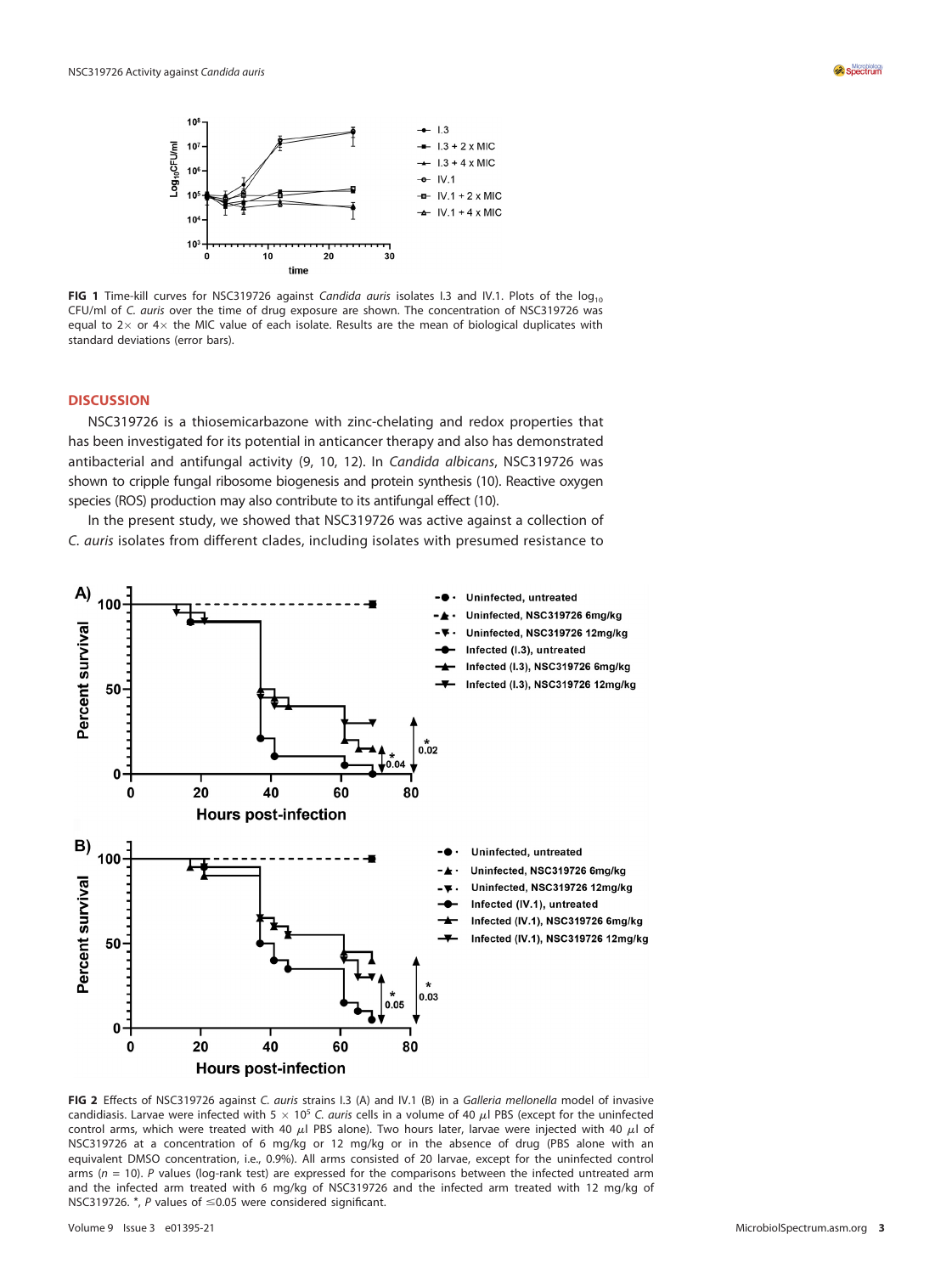**FIG 1** Time-kill curves for NSC319726 against *Candida auris* isolates I.3 and IV.1. Plots of the $\log_{10}$ CFU/ml of *C. auris* over the time of drug exposure are shown. The concentration of NSC319726 was equal to 2× or 4× the MIC value of each isolate. Results are the mean of biological duplicates with standard deviations (error bars).

## DISCUSSION

NSC319726 is a thiosemicarbazone with zinc-chelating and redox properties that has been investigated for its potential in anticancer therapy and also has demonstrated antibacterial and antifungal activity (9, 10, 12). In *Candida albicans*, NSC319726 was shown to cripple fungal ribosome biogenesis and protein synthesis (10). Reactive oxygen species (ROS) production may also contribute to its antifungal effect (10).

In the present study, we showed that NSC319726 was active against a collection of *C. auris* isolates from different clades, including isolates with presumed resistance to

**FIG 2** Effects of NSC319726 against *C. auris* strains I.3 (A) and IV.1 (B) in a *Galleria mellonella* model of invasive candidiasis. Larvae were infected with $5 \times 10^5$ *C. auris* cells in a volume of 40 $\mu$l PBS (except for the uninfected control arms, which were treated with 40 $\mu$l PBS alone). Two hours later, larvae were injected with 40 $\mu$l of NSC319726 at a concentration of 6 mg/kg or 12 mg/kg or in the absence of drug (PBS alone with an equivalent DMSO concentration, i.e., 0.9%). All arms consisted of 20 larvae, except for the uninfected control arms ($n = 10$). *P* values (log-rank test) are expressed for the comparisons between the infected untreated arm and the infected arm treated with 6 mg/kg of NSC319726 and the infected arm treated with 12 mg/kg of NSC319726. *, *P* values of ≤0.05 were considered significant.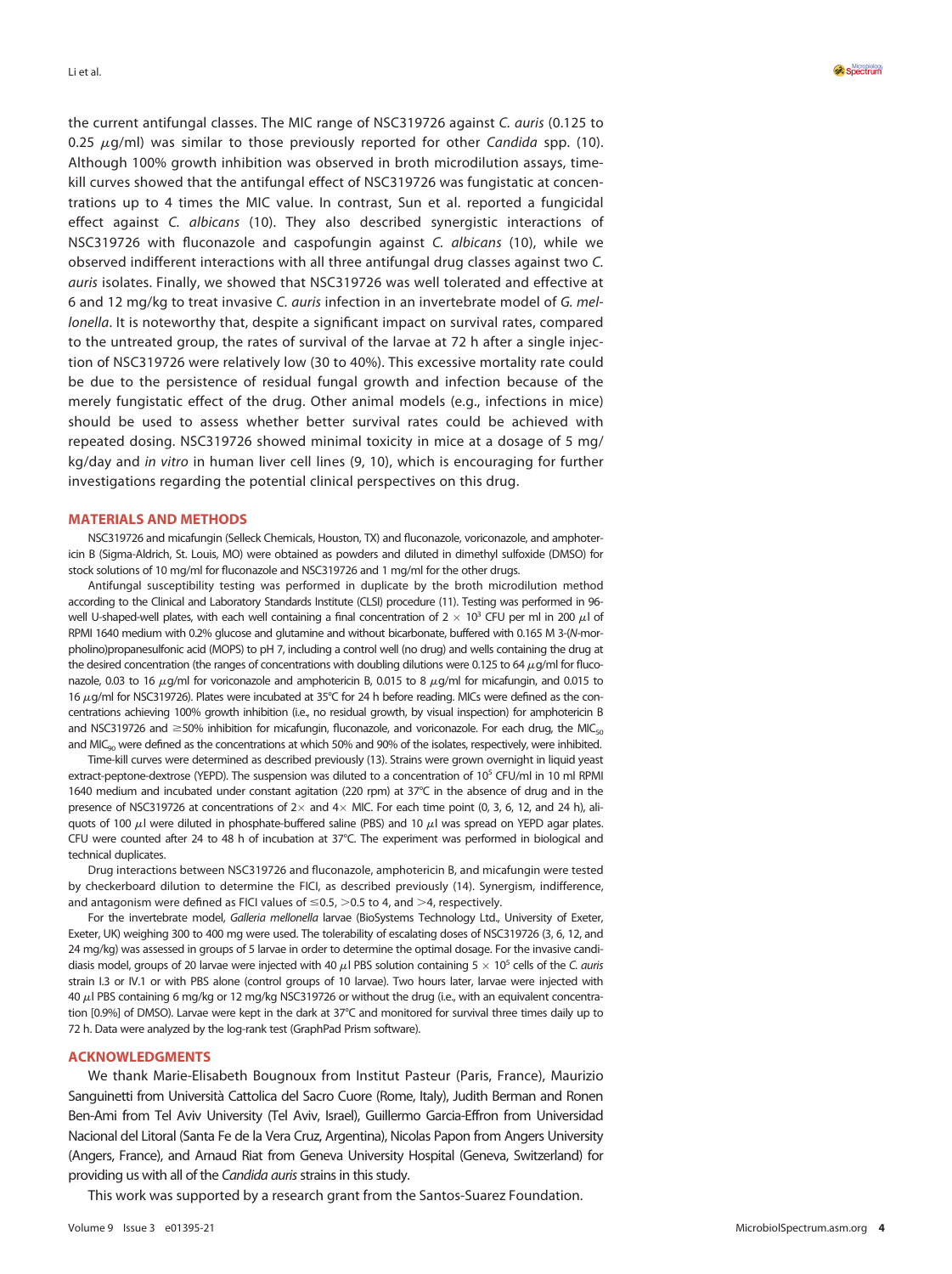the current antifungal classes. The MIC range of NSC319726 against *C. auris* (0.125 to 0.25 μg/ml) was similar to those previously reported for other *Candida* spp. (10). Although 100% growth inhibition was observed in broth microdilution assays, time-kill curves showed that the antifungal effect of NSC319726 was fungistatic at concentrations up to 4 times the MIC value. In contrast, Sun et al. reported a fungicidal effect against *C. albicans* (10). They also described synergistic interactions of NSC319726 with fluconazole and caspofungin against *C. albicans* (10), while we observed indifferent interactions with all three antifungal drug classes against two *C. auris* isolates. Finally, we showed that NSC319726 was well tolerated and effective at 6 and 12 mg/kg to treat invasive *C. auris* infection in an invertebrate model of *G. mellonella*. It is noteworthy that, despite a significant impact on survival rates, compared to the untreated group, the rates of survival of the larvae at 72 h after a single injection of NSC319726 were relatively low (30 to 40%). This excessive mortality rate could be due to the persistence of residual fungal growth and infection because of the merely fungistatic effect of the drug. Other animal models (e.g., infections in mice) should be used to assess whether better survival rates could be achieved with repeated dosing. NSC319726 showed minimal toxicity in mice at a dosage of 5 mg/kg/day and *in vitro* in human liver cell lines (9, 10), which is encouraging for further investigations regarding the potential clinical perspectives on this drug.

## MATERIALS AND METHODS

NSC319726 and micafungin (Selleck Chemicals, Houston, TX) and fluconazole, voriconazole, and amphotericin B (Sigma-Aldrich, St. Louis, MO) were obtained as powders and diluted in dimethyl sulfoxide (DMSO) for stock solutions of 10 mg/ml for fluconazole and NSC319726 and 1 mg/ml for the other drugs.

Antifungal susceptibility testing was performed in duplicate by the broth microdilution method according to the Clinical and Laboratory Standards Institute (CLSI) procedure (11). Testing was performed in 96-well U-shaped-well plates, with each well containing a final concentration of $2 \times 10^3$ CFU per ml in 200 μl of RPMI 1640 medium with 0.2% glucose and glutamine and without bicarbonate, buffered with 0.165 M 3-(*N*-morpholino)propanesulfonic acid (MOPS) to pH 7, including a control well (no drug) and wells containing the drug at the desired concentration (the ranges of concentrations with doubling dilutions were 0.125 to 64 μg/ml for fluconazole, 0.03 to 16 μg/ml for voriconazole and amphotericin B, 0.015 to 8 μg/ml for micafungin, and 0.015 to 16 μg/ml for NSC319726). Plates were incubated at 35°C for 24 h before reading. MICs were defined as the concentrations achieving 100% growth inhibition (i.e., no residual growth, by visual inspection) for amphotericin B and NSC319726 and ≥50% inhibition for micafungin, fluconazole, and voriconazole. For each drug, the $MIC_{50}$ and $MIC_{90}$ were defined as the concentrations at which 50% and 90% of the isolates, respectively, were inhibited.

Time-kill curves were determined as described previously (13). Strains were grown overnight in liquid yeast extract-peptone-dextrose (YEPD). The suspension was diluted to a concentration of $10^5$ CFU/ml in 10 ml RPMI 1640 medium and incubated under constant agitation (220 rpm) at 37°C in the absence of drug and in the presence of NSC319726 at concentrations of 2× and 4× MIC. For each time point (0, 3, 6, 12, and 24 h), aliquots of 100 μl were diluted in phosphate-buffered saline (PBS) and 10 μl was spread on YEPD agar plates. CFU were counted after 24 to 48 h of incubation at 37°C. The experiment was performed in biological and technical duplicates.

Drug interactions between NSC319726 and fluconazole, amphotericin B, and micafungin were tested by checkerboard dilution to determine the FICI, as described previously (14). Synergism, indifference, and antagonism were defined as FICI values of ≤0.5, >0.5 to 4, and >4, respectively.

For the invertebrate model, *Galleria mellonella* larvae (BioSystems Technology Ltd., University of Exeter, Exeter, UK) weighing 300 to 400 mg were used. The tolerability of escalating doses of NSC319726 (3, 6, 12, and 24 mg/kg) was assessed in groups of 5 larvae in order to determine the optimal dosage. For the invasive candidiasis model, groups of 20 larvae were injected with 40 μl PBS solution containing $5 \times 10^5$ cells of the *C. auris* strain I.3 or IV.1 or with PBS alone (control groups of 10 larvae). Two hours later, larvae were injected with 40 μl PBS containing 6 mg/kg or 12 mg/kg NSC319726 or without the drug (i.e., with an equivalent concentration [0.9%] of DMSO). Larvae were kept in the dark at 37°C and monitored for survival three times daily up to 72 h. Data were analyzed by the log-rank test (GraphPad Prism software).

## ACKNOWLEDGMENTS

We thank Marie-Elisabeth Bougnoux from Institut Pasteur (Paris, France), Maurizio Sanguinetti from Università Cattolica del Sacro Cuore (Rome, Italy), Judith Berman and Ronen Ben-Ami from Tel Aviv University (Tel Aviv, Israel), Guillermo Garcia-Effron from Universidad Nacional del Litoral (Santa Fe de la Vera Cruz, Argentina), Nicolas Papon from Angers University (Angers, France), and Arnaud Riat from Geneva University Hospital (Geneva, Switzerland) for providing us with all of the *Candida auris* strains in this study.

This work was supported by a research grant from the Santos-Suarez Foundation.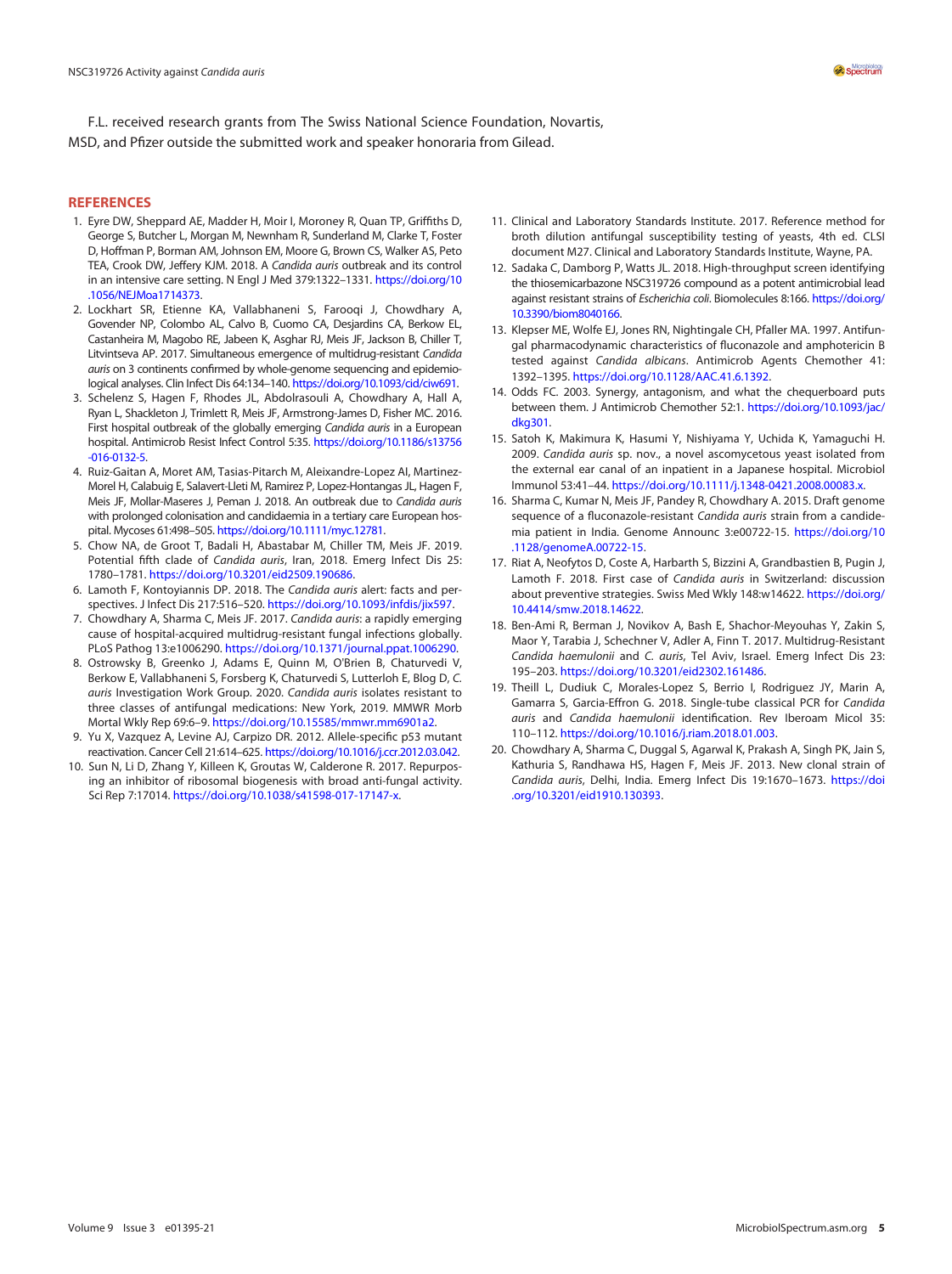F.L. received research grants from The Swiss National Science Foundation, Novartis, MSD, and Pfizer outside the submitted work and speaker honoraria from Gilead.

## REFERENCES

1. Eyre DW, Sheppard AE, Madder H, Moir I, Moroney R, Quan TP, Griffiths D, George S, Butcher L, Morgan M, Newnham R, Sunderland M, Clarke T, Foster D, Hoffman P, Borman AM, Johnson EM, Moore G, Brown CS, Walker AS, Peto TEA, Crook DW, Jeffery KJM. 2018. A *Candida auris* outbreak and its control in an intensive care setting. N Engl J Med 379:1322–1331. https://doi.org/10.1056/NEJMoa1714373.
2. Lockhart SR, Etienne KA, Vallabhaneni S, Farooqi J, Chowdhary A, Govender NP, Colombo AL, Calvo B, Cuomo CA, Desjardins CA, Berkow EL, Castanheira M, Magobo RE, Jabeen K, Asghar RJ, Meis JF, Jackson B, Chiller T, Litvintseva AP. 2017. Simultaneous emergence of multidrug-resistant *Candida auris* on 3 continents confirmed by whole-genome sequencing and epidemiological analyses. Clin Infect Dis 64:134–140. https://doi.org/10.1093/cid/ciw691.
3. Schelenz S, Hagen F, Rhodes JL, Abdolrasouli A, Chowdhary A, Hall A, Ryan L, Shackleton J, Trimlett R, Meis JF, Armstrong-James D, Fisher MC. 2016. First hospital outbreak of the globally emerging *Candida auris* in a European hospital. Antimicrob Resist Infect Control 5:35. https://doi.org/10.1186/s13756-016-0132-5.
4. Ruiz-Gaitan A, Moret AM, Tasias-Pitarch M, Aleixandre-Lopez AI, Martinez-Morel H, Calabuig E, Salavert-Lleti M, Ramirez P, Lopez-Hontangas JL, Hagen F, Meis JF, Mollar-Maseres J, Peman J. 2018. An outbreak due to *Candida auris* with prolonged colonisation and candidaemia in a tertiary care European hospital. Mycoses 61:498–505. https://doi.org/10.1111/myc.12781.
5. Chow NA, de Groot T, Badali H, Abastabar M, Chiller TM, Meis JF. 2019. Potential fifth clade of *Candida auris*, Iran, 2018. Emerg Infect Dis 25:1780–1781. https://doi.org/10.3201/eid2509.190686.
6. Lamoth F, Kontoyiannis DP. 2018. The *Candida auris* alert: facts and perspectives. J Infect Dis 217:516–520. https://doi.org/10.1093/infdis/jix597.
7. Chowdhary A, Sharma C, Meis JF. 2017. *Candida auris*: a rapidly emerging cause of hospital-acquired multidrug-resistant fungal infections globally. PLoS Pathog 13:e1006290. https://doi.org/10.1371/journal.ppat.1006290.
8. Ostrowsky B, Greenko J, Adams E, Quinn M, O'Brien B, Chaturvedi V, Berkow E, Vallabhaneni S, Forsberg K, Chaturvedi S, Lutterloh E, Blog D, *C. auris* Investigation Work Group. 2020. *Candida auris* isolates resistant to three classes of antifungal medications: New York, 2019. MMWR Morb Mortal Wkly Rep 69:6–9. https://doi.org/10.15585/mmwr.mm6901a2.
9. Yu X, Vazquez A, Levine AJ, Carpizo DR. 2012. Allele-specific p53 mutant reactivation. Cancer Cell 21:614–625. https://doi.org/10.1016/j.ccr.2012.03.042.
10. Sun N, Li D, Zhang Y, Killeen K, Groutas W, Calderone R. 2017. Repurposing an inhibitor of ribosomal biogenesis with broad anti-fungal activity. Sci Rep 7:17014. https://doi.org/10.1038/s41598-017-17147-x.
11. Clinical and Laboratory Standards Institute. 2017. Reference method for broth dilution antifungal susceptibility testing of yeasts, 4th ed. CLSI document M27. Clinical and Laboratory Standards Institute, Wayne, PA.
12. Sadaka C, Damborg P, Watts JL. 2018. High-throughput screen identifying the thiosemicarbazone NSC319726 compound as a potent antimicrobial lead against resistant strains of *Escherichia coli*. Biomolecules 8:166. https://doi.org/10.3390/biom8040166.
13. Klepser ME, Wolfe EJ, Jones RN, Nightingale CH, Pfaller MA. 1997. Antifungal pharmacodynamic characteristics of fluconazole and amphotericin B tested against *Candida albicans*. Antimicrob Agents Chemother 41:1392–1395. https://doi.org/10.1128/AAC.41.6.1392.
14. Odds FC. 2003. Synergy, antagonism, and what the chequerboard puts between them. J Antimicrob Chemother 52:1. https://doi.org/10.1093/jac/dkg301.
15. Satoh K, Makimura K, Hasumi Y, Nishiyama Y, Uchida K, Yamaguchi H. 2009. *Candida auris* sp. nov., a novel ascomycetous yeast isolated from the external ear canal of an inpatient in a Japanese hospital. Microbiol Immunol 53:41–44. https://doi.org/10.1111/j.1348-0421.2008.00083.x.
16. Sharma C, Kumar N, Meis JF, Pandey R, Chowdhary A. 2015. Draft genome sequence of a fluconazole-resistant *Candida auris* strain from a candidemia patient in India. Genome Announc 3:e00722-15. https://doi.org/10.1128/genomeA.00722-15.
17. Riat A, Neofytos D, Coste A, Harbarth S, Bizzini A, Grandbastien B, Pugin J, Lamoth F. 2018. First case of *Candida auris* in Switzerland: discussion about preventive strategies. Swiss Med Wkly 148:w14622. https://doi.org/10.4414/smw.2018.14622.
18. Ben-Ami R, Berman J, Novikov A, Bash E, Shachor-Meyouhas Y, Zakin S, Maor Y, Tarabia J, Schechner V, Adler A, Finn T. 2017. Multidrug-Resistant *Candida haemulonii* and *C. auris*, Tel Aviv, Israel. Emerg Infect Dis 23:195–203. https://doi.org/10.3201/eid2302.161486.
19. Theill L, Dudiuk C, Morales-Lopez S, Berrio I, Rodriguez JY, Marin A, Gamarra S, Garcia-Effron G. 2018. Single-tube classical PCR for *Candida auris* and *Candida haemulonii* identification. Rev Iberoam Micol 35:110–112. https://doi.org/10.1016/j.riam.2018.01.003.
20. Chowdhary A, Sharma C, Duggal S, Agarwal K, Prakash A, Singh PK, Jain S, Kathuria S, Randhawa HS, Hagen F, Meis JF. 2013. New clonal strain of *Candida auris*, Delhi, India. Emerg Infect Dis 19:1670–1673. https://doi.org/10.3201/eid1910.130393.